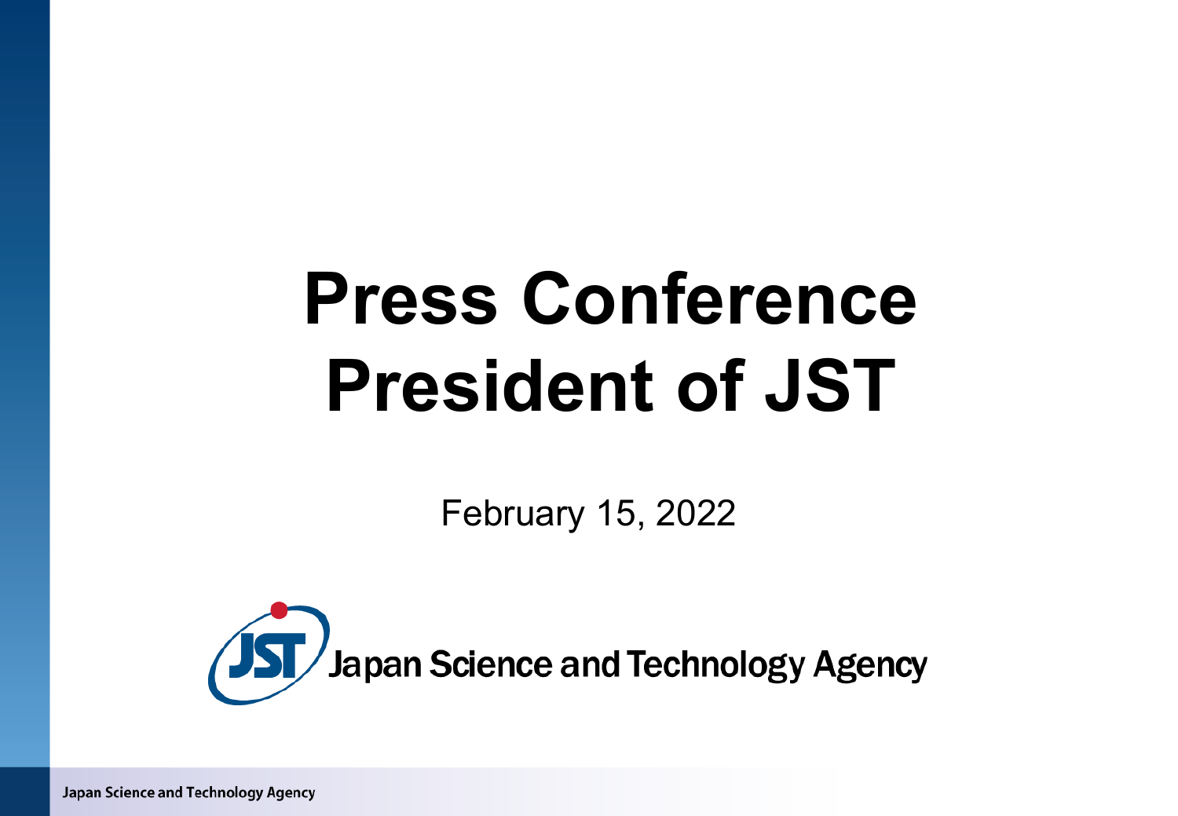# Press Conference
# President of JST

February 15, 2022

Japan Science and Technology Agency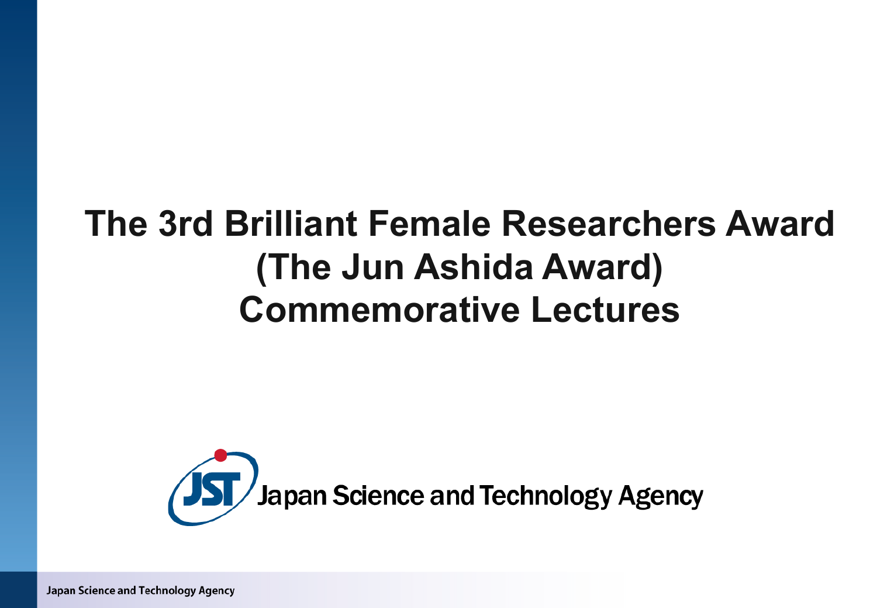# The 3rd Brilliant Female Researchers Award (The Jun Ashida Award) Commemorative Lectures

Japan Science and Technology Agency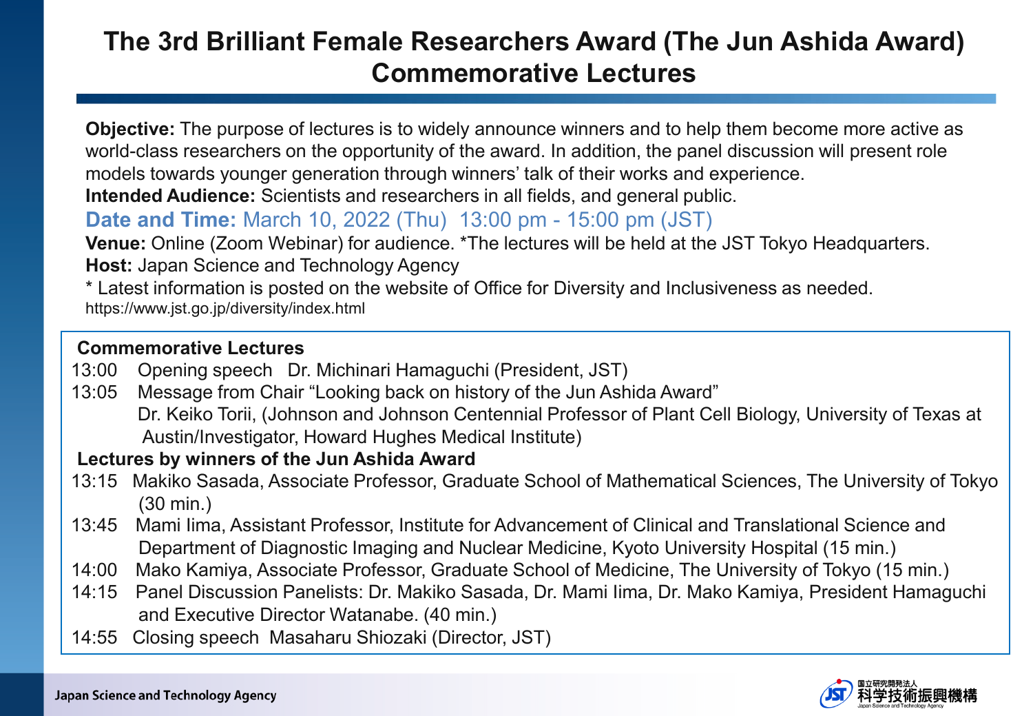# The 3rd Brilliant Female Researchers Award (The Jun Ashida Award) Commemorative Lectures

**Objective:** The purpose of lectures is to widely announce winners and to help them become more active as world-class researchers on the opportunity of the award. In addition, the panel discussion will present role models towards younger generation through winners' talk of their works and experience.

**Intended Audience:** Scientists and researchers in all fields, and general public.

**Date and Time:** March 10, 2022 (Thu) 13:00 pm - 15:00 pm (JST)

**Venue:** Online (Zoom Webinar) for audience. *The lectures will be held at the JST Tokyo Headquarters.

**Host:** Japan Science and Technology Agency

* Latest information is posted on the website of Office for Diversity and Inclusiveness as needed.
https://www.jst.go.jp/diversity/index.html

**Commemorative Lectures**

13:00 Opening speech Dr. Michinari Hamaguchi (President, JST)

13:05 Message from Chair "Looking back on history of the Jun Ashida Award"
Dr. Keiko Torii, (Johnson and Johnson Centennial Professor of Plant Cell Biology, University of Texas at Austin/Investigator, Howard Hughes Medical Institute)

**Lectures by winners of the Jun Ashida Award**

13:15 Makiko Sasada, Associate Professor, Graduate School of Mathematical Sciences, The University of Tokyo (30 min.)

13:45 Mami Iima, Assistant Professor, Institute for Advancement of Clinical and Translational Science and Department of Diagnostic Imaging and Nuclear Medicine, Kyoto University Hospital (15 min.)

14:00 Mako Kamiya, Associate Professor, Graduate School of Medicine, The University of Tokyo (15 min.)

14:15 Panel Discussion Panelists: Dr. Makiko Sasada, Dr. Mami Iima, Dr. Mako Kamiya, President Hamaguchi and Executive Director Watanabe. (40 min.)

14:55 Closing speech Masaharu Shiozaki (Director, JST)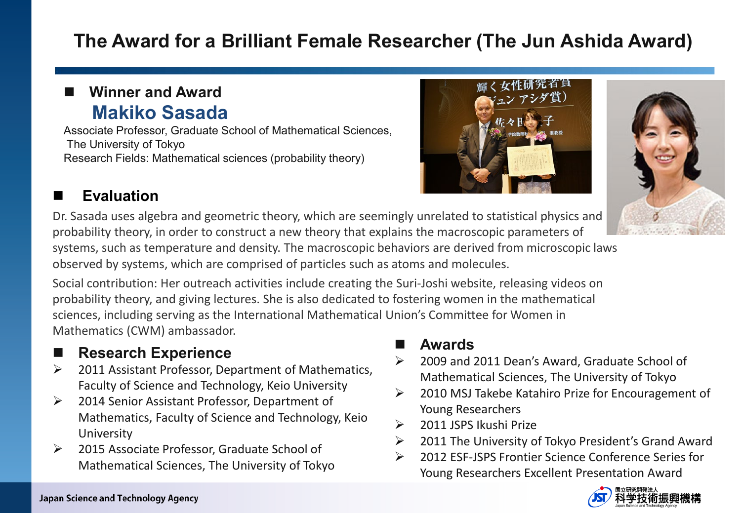# The Award for a Brilliant Female Researcher (The Jun Ashida Award)

## Winner and Award

**Makiko Sasada**

Associate Professor, Graduate School of Mathematical Sciences, The University of Tokyo

Research Fields: Mathematical sciences (probability theory)

## Evaluation

Dr. Sasada uses algebra and geometric theory, which are seemingly unrelated to statistical physics and probability theory, in order to construct a new theory that explains the macroscopic parameters of systems, such as temperature and density. The macroscopic behaviors are derived from microscopic laws observed by systems, which are comprised of particles such as atoms and molecules.

Social contribution: Her outreach activities include creating the Suri-Joshi website, releasing videos on probability theory, and giving lectures. She is also dedicated to fostering women in the mathematical sciences, including serving as the International Mathematical Union's Committee for Women in Mathematics (CWM) ambassador.

## Research Experience

- 2011 Assistant Professor, Department of Mathematics, Faculty of Science and Technology, Keio University
- 2014 Senior Assistant Professor, Department of Mathematics, Faculty of Science and Technology, Keio University
- 2015 Associate Professor, Graduate School of Mathematical Sciences, The University of Tokyo

## Awards

- 2009 and 2011 Dean's Award, Graduate School of Mathematical Sciences, The University of Tokyo
- 2010 MSJ Takebe Katahiro Prize for Encouragement of Young Researchers
- 2011 JSPS Ikushi Prize
- 2011 The University of Tokyo President's Grand Award
- 2012 ESF-JSPS Frontier Science Conference Series for Young Researchers Excellent Presentation Award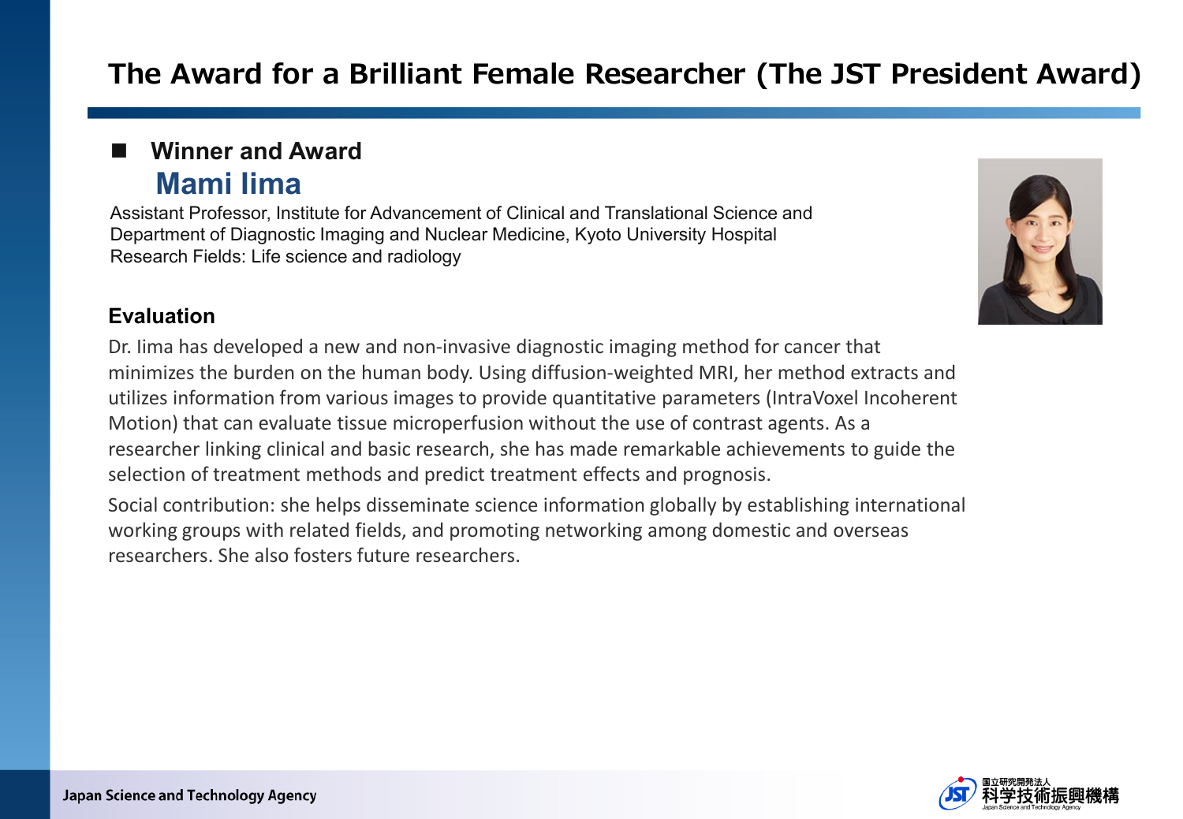# The Award for a Brilliant Female Researcher (The JST President Award)

- **Winner and Award**

## Mami Iima

Assistant Professor, Institute for Advancement of Clinical and Translational Science and Department of Diagnostic Imaging and Nuclear Medicine, Kyoto University Hospital
Research Fields: Life science and radiology

### Evaluation

Dr. Iima has developed a new and non-invasive diagnostic imaging method for cancer that minimizes the burden on the human body. Using diffusion-weighted MRI, her method extracts and utilizes information from various images to provide quantitative parameters (IntraVoxel Incoherent Motion) that can evaluate tissue microperfusion without the use of contrast agents. As a researcher linking clinical and basic research, she has made remarkable achievements to guide the selection of treatment methods and predict treatment effects and prognosis.

Social contribution: she helps disseminate science information globally by establishing international working groups with related fields, and promoting networking among domestic and overseas researchers. She also fosters future researchers.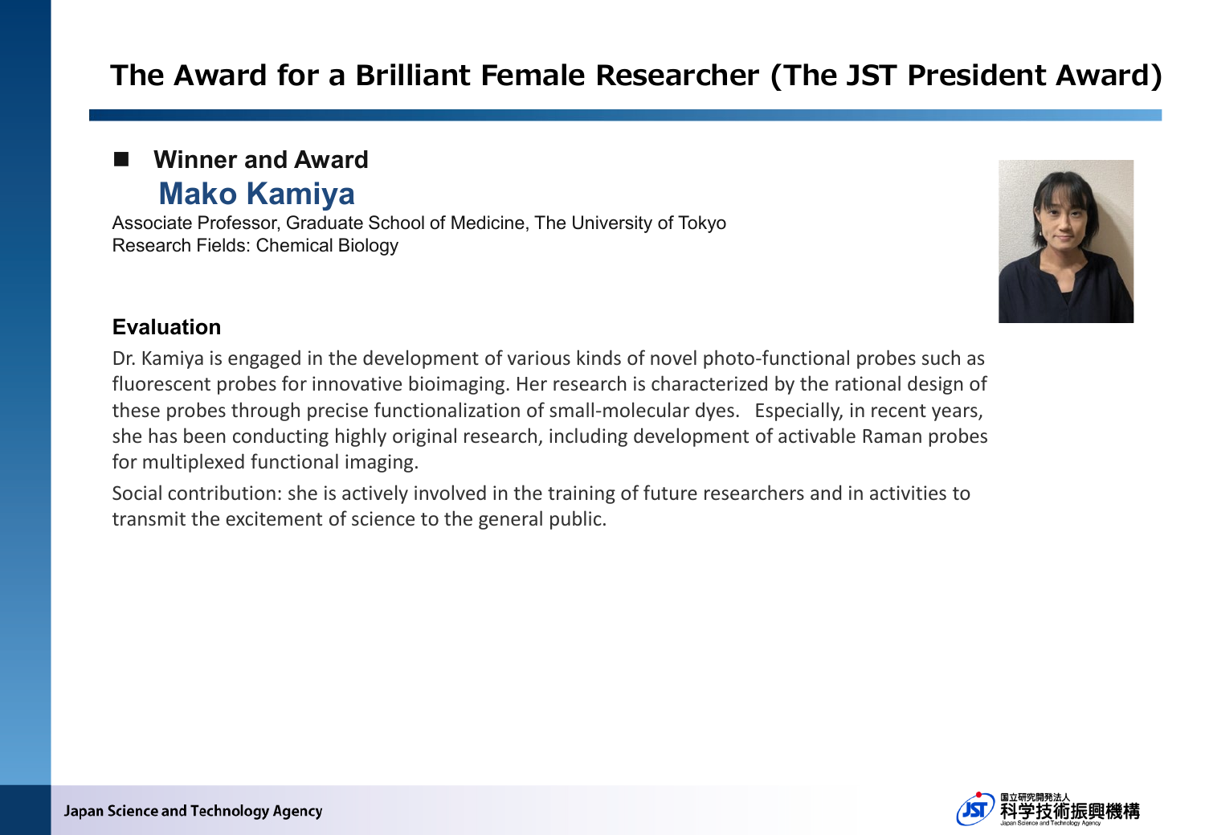# The Award for a Brilliant Female Researcher (The JST President Award)

- **Winner and Award**

## Mako Kamiya

Associate Professor, Graduate School of Medicine, The University of Tokyo
Research Fields: Chemical Biology

### Evaluation

Dr. Kamiya is engaged in the development of various kinds of novel photo-functional probes such as fluorescent probes for innovative bioimaging. Her research is characterized by the rational design of these probes through precise functionalization of small-molecular dyes. Especially, in recent years, she has been conducting highly original research, including development of activable Raman probes for multiplexed functional imaging.

Social contribution: she is actively involved in the training of future researchers and in activities to transmit the excitement of science to the general public.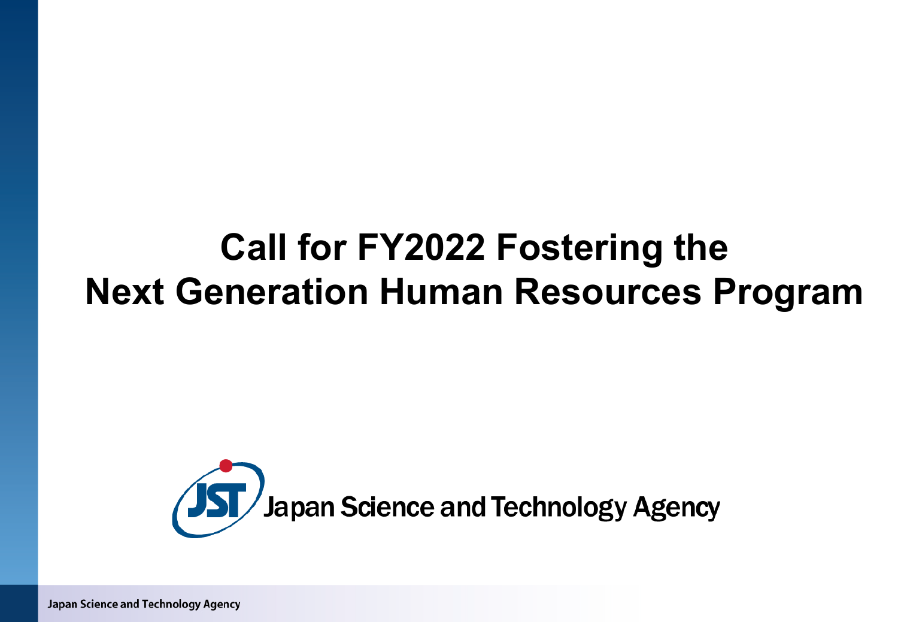# Call for FY2022 Fostering the Next Generation Human Resources Program

Japan Science and Technology Agency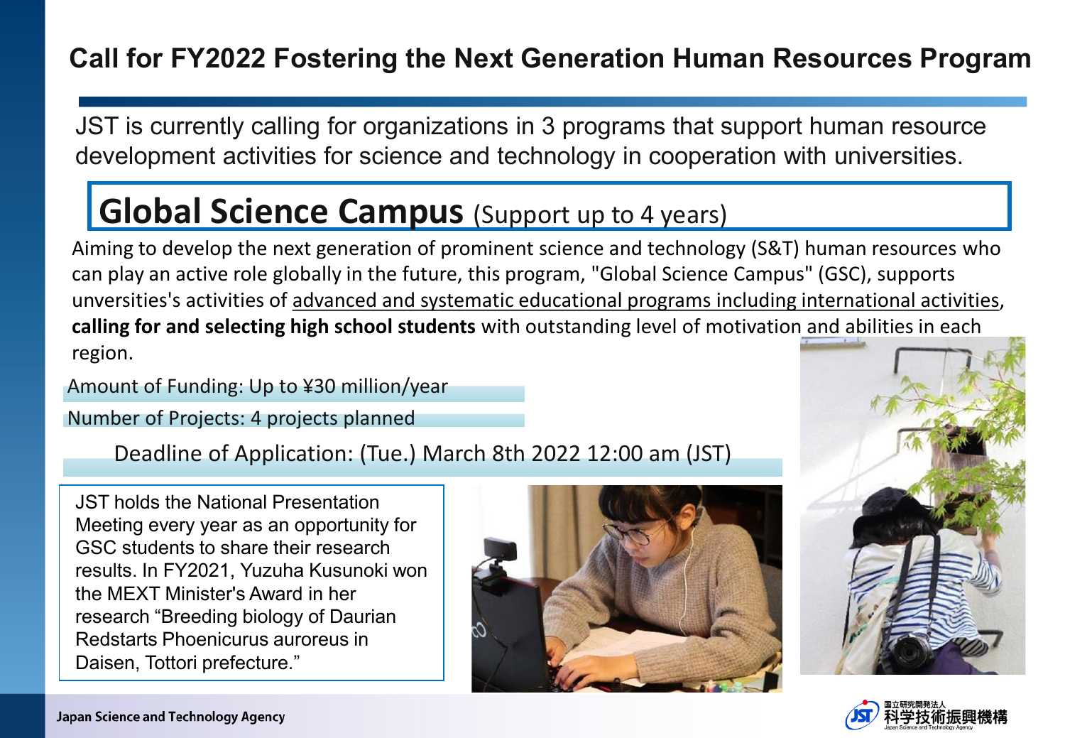# Call for FY2022 Fostering the Next Generation Human Resources Program

JST is currently calling for organizations in 3 programs that support human resource development activities for science and technology in cooperation with universities.

## Global Science Campus (Support up to 4 years)

Aiming to develop the next generation of prominent science and technology (S&T) human resources who can play an active role globally in the future, this program, "Global Science Campus" (GSC), supports unversities's activities of advanced and systematic educational programs including international activities, **calling for and selecting high school students** with outstanding level of motivation and abilities in each region.

Amount of Funding: Up to ¥30 million/year

Number of Projects: 4 projects planned

Deadline of Application: (Tue.) March 8th 2022 12:00 am (JST)

JST holds the National Presentation Meeting every year as an opportunity for GSC students to share their research results. In FY2021, Yuzuha Kusunoki won the MEXT Minister's Award in her research "Breeding biology of Daurian Redstarts Phoenicurus auroreus in Daisen, Tottori prefecture."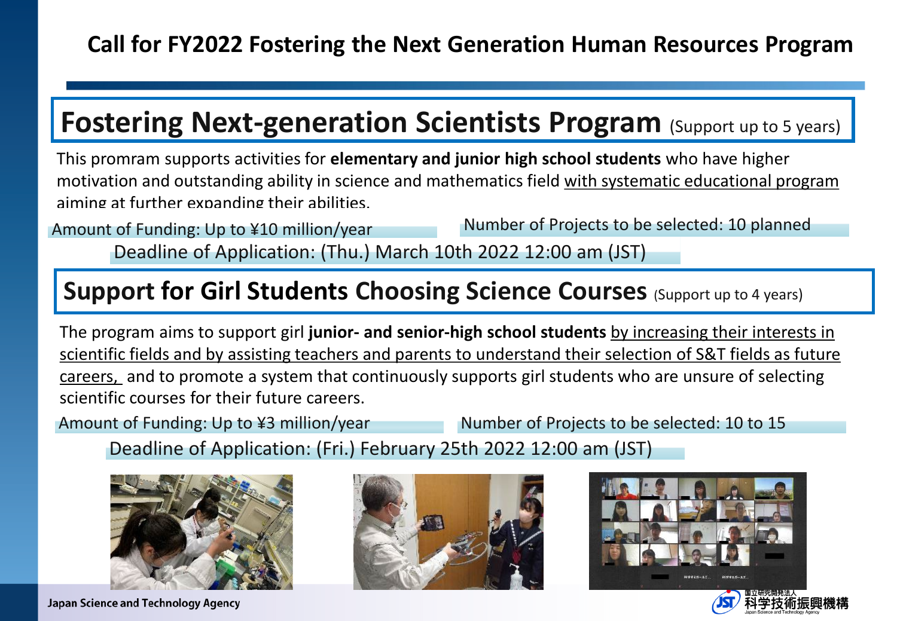# Call for FY2022 Fostering the Next Generation Human Resources Program

## Fostering Next-generation Scientists Program (Support up to 5 years)

This promram supports activities for **elementary and junior high school students** who have higher motivation and outstanding ability in science and mathematics field with systematic educational program aiming at further expanding their abilities.

Amount of Funding: Up to ¥10 million/year

Number of Projects to be selected: 10 planned

Deadline of Application: (Thu.) March 10th 2022 12:00 am (JST)

## Support for Girl Students Choosing Science Courses (Support up to 4 years)

The program aims to support girl **junior- and senior-high school students** by increasing their interests in scientific fields and by assisting teachers and parents to understand their selection of S&T fields as future careers, and to promote a system that continuously supports girl students who are unsure of selecting scientific courses for their future careers.

Amount of Funding: Up to ¥3 million/year

Number of Projects to be selected: 10 to 15

Deadline of Application: (Fri.) February 25th 2022 12:00 am (JST)

Japan Science and Technology Agency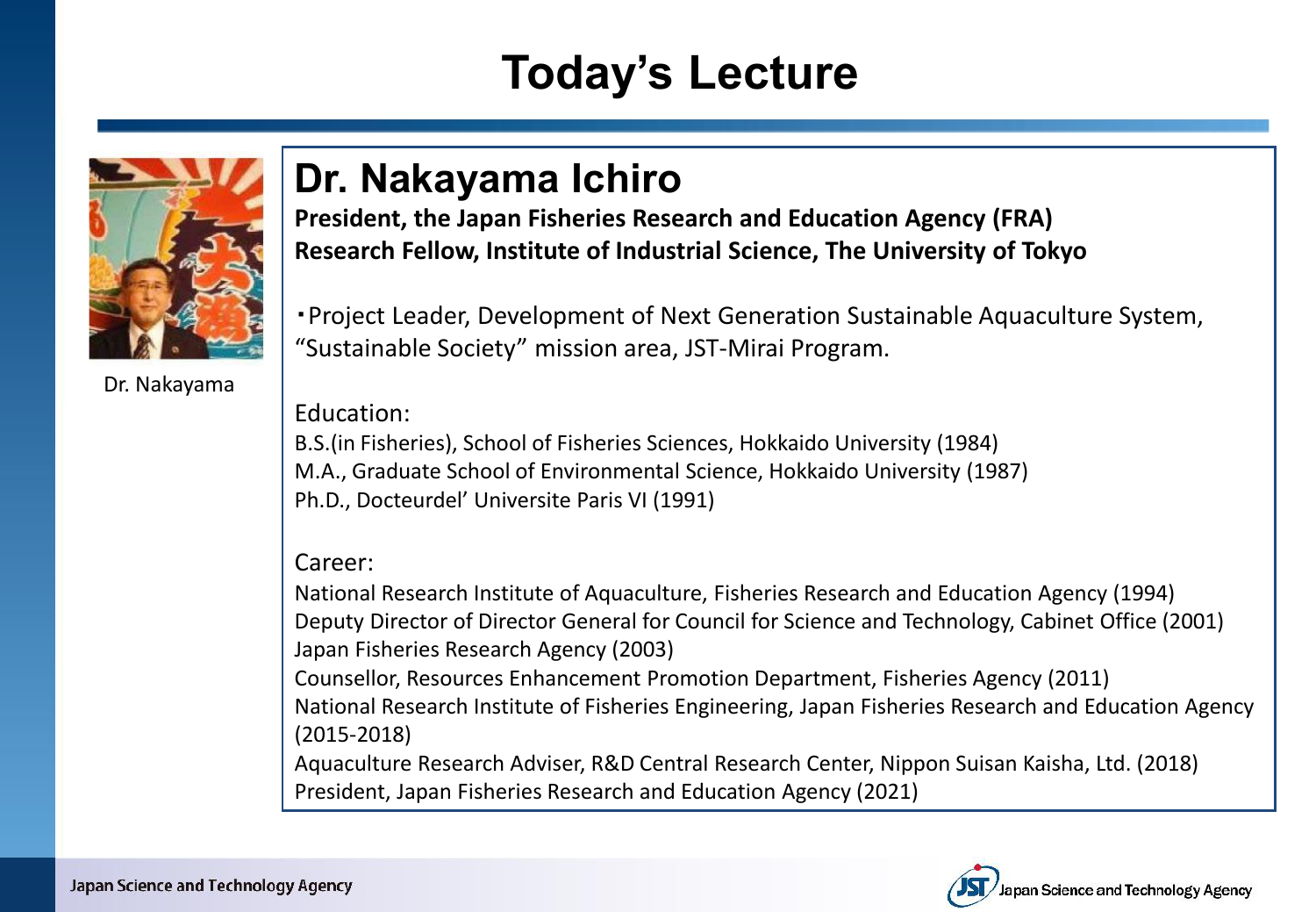# Today's Lecture

Dr. Nakayama

## Dr. Nakayama Ichiro

**President, the Japan Fisheries Research and Education Agency (FRA)**
**Research Fellow, Institute of Industrial Science, The University of Tokyo**

・Project Leader, Development of Next Generation Sustainable Aquaculture System, "Sustainable Society" mission area, JST-Mirai Program.

Education:

B.S.(in Fisheries), School of Fisheries Sciences, Hokkaido University (1984)
M.A., Graduate School of Environmental Science, Hokkaido University (1987)
Ph.D., Docteurdel' Universite Paris VI (1991)

Career:

National Research Institute of Aquaculture, Fisheries Research and Education Agency (1994)
Deputy Director of Director General for Council for Science and Technology, Cabinet Office (2001)
Japan Fisheries Research Agency (2003)
Counsellor, Resources Enhancement Promotion Department, Fisheries Agency (2011)
National Research Institute of Fisheries Engineering, Japan Fisheries Research and Education Agency (2015-2018)
Aquaculture Research Adviser, R&D Central Research Center, Nippon Suisan Kaisha, Ltd. (2018)
President, Japan Fisheries Research and Education Agency (2021)